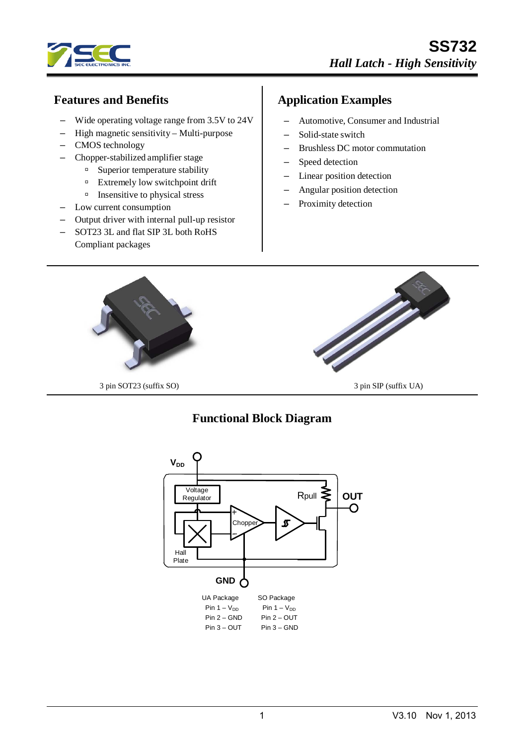# SS732

*Hall Latch - High Sensitivity*

## Features and Benefits

- Wide operating voltage range from 3.5V to 24V
- High magnetic sensitivity – Multi-purpose
- CMOS technology
- Chopper-stabilized amplifier stage
  - Superior temperature stability
  - Extremely low switchpoint drift
  - Insensitive to physical stress
- Low current consumption
- Output driver with internal pull-up resistor
- SOT23 3L and flat SIP 3L both RoHS Compliant packages

## Application Examples

- Automotive, Consumer and Industrial
- Solid-state switch
- Brushless DC motor commutation
- Speed detection
- Linear position detection
- Angular position detection
- Proximity detection

3 pin SOT23 (suffix SO)

3 pin SIP (suffix UA)

## Functional Block Diagram

$V_{DD}$, Voltage Regulator, Rpull, OUT, Chopper, Hall Plate, GND

| UA Package | SO Package |
| --- | --- |
| Pin 1 – $V_{DD}$ | Pin 1 – $V_{DD}$ |
| Pin 2 – GND | Pin 2 – OUT |
| Pin 3 – OUT | Pin 3 – GND |

V3.10 Nov 1, 2013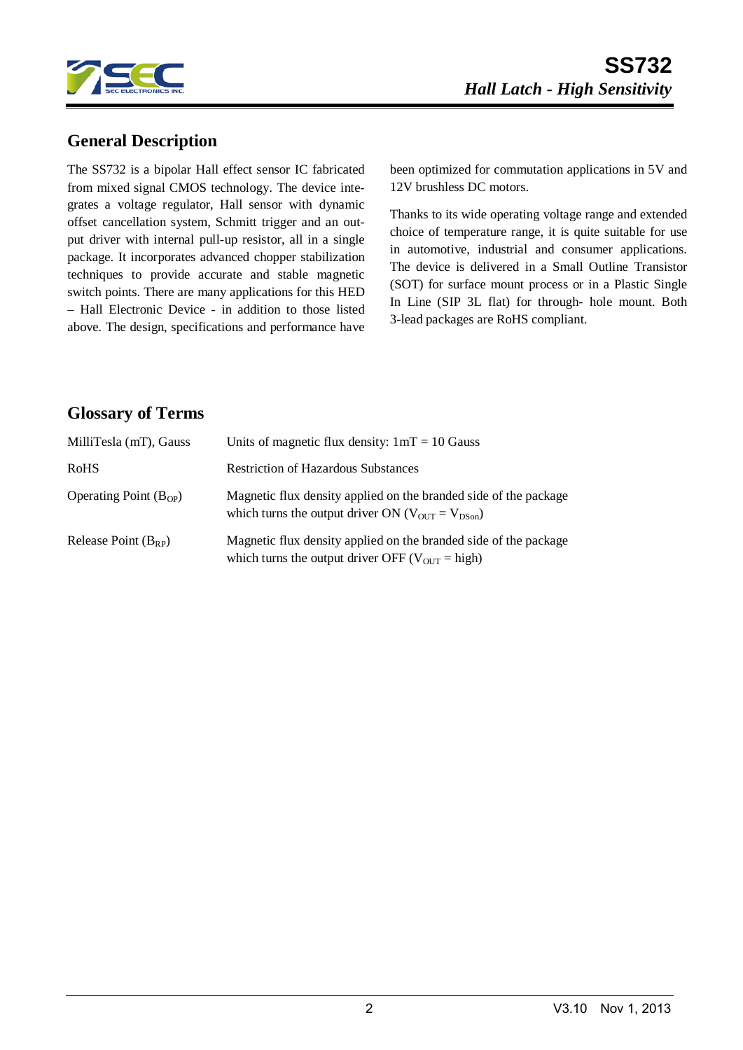## General Description

The SS732 is a bipolar Hall effect sensor IC fabricated from mixed signal CMOS technology. The device integrates a voltage regulator, Hall sensor with dynamic offset cancellation system, Schmitt trigger and an output driver with internal pull-up resistor, all in a single package. It incorporates advanced chopper stabilization techniques to provide accurate and stable magnetic switch points. There are many applications for this HED – Hall Electronic Device - in addition to those listed above. The design, specifications and performance have been optimized for commutation applications in 5V and 12V brushless DC motors.

Thanks to its wide operating voltage range and extended choice of temperature range, it is quite suitable for use in automotive, industrial and consumer applications. The device is delivered in a Small Outline Transistor (SOT) for surface mount process or in a Plastic Single In Line (SIP 3L flat) for through- hole mount. Both 3-lead packages are RoHS compliant.

## Glossary of Terms

| | |
|---|---|
| MilliTesla (mT), Gauss | Units of magnetic flux density: 1mT = 10 Gauss |
| RoHS | Restriction of Hazardous Substances |
| Operating Point ($B_{OP}$) | Magnetic flux density applied on the branded side of the package which turns the output driver ON ($V_{OUT} = V_{DSon}$) |
| Release Point ($B_{RP}$) | Magnetic flux density applied on the branded side of the package which turns the output driver OFF ($V_{OUT}$ = high) |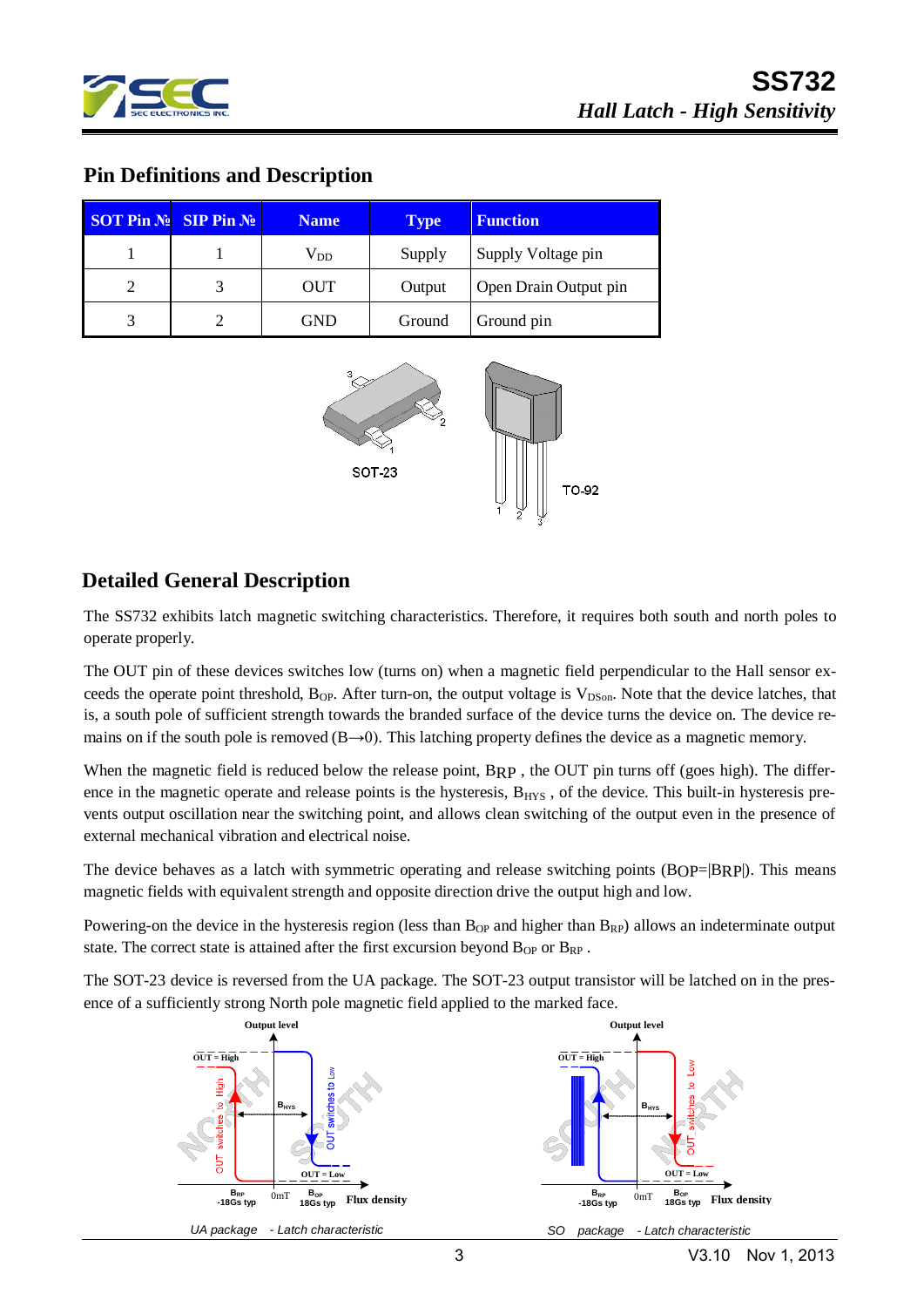## Pin Definitions and Description

| SOT Pin № | SIP Pin № | Name | Type | Function |
|---|---|---|---|---|
| 1 | 1 | $V_{DD}$ | Supply | Supply Voltage pin |
| 2 | 3 | OUT | Output | Open Drain Output pin |
| 3 | 2 | GND | Ground | Ground pin |

SOT-23

TO-92

## Detailed General Description

The SS732 exhibits latch magnetic switching characteristics. Therefore, it requires both south and north poles to operate properly.

The OUT pin of these devices switches low (turns on) when a magnetic field perpendicular to the Hall sensor exceeds the operate point threshold, $B_{OP}$. After turn-on, the output voltage is $V_{DSon}$. Note that the device latches, that is, a south pole of sufficient strength towards the branded surface of the device turns the device on. The device remains on if the south pole is removed ($B\rightarrow 0$). This latching property defines the device as a magnetic memory.

When the magnetic field is reduced below the release point, $B_{RP}$ , the OUT pin turns off (goes high). The difference in the magnetic operate and release points is the hysteresis, $B_{HYS}$ , of the device. This built-in hysteresis prevents output oscillation near the switching point, and allows clean switching of the output even in the presence of external mechanical vibration and electrical noise.

The device behaves as a latch with symmetric operating and release switching points ($B_{OP}=|B_{RP}|$). This means magnetic fields with equivalent strength and opposite direction drive the output high and low.

Powering-on the device in the hysteresis region (less than $B_{OP}$ and higher than $B_{RP}$) allows an indeterminate output state. The correct state is attained after the first excursion beyond $B_{OP}$ or $B_{RP}$ .

The SOT-23 device is reversed from the UA package. The SOT-23 output transistor will be latched on in the presence of a sufficiently strong North pole magnetic field applied to the marked face.

UA package - Latch characteristic

SO package - Latch characteristic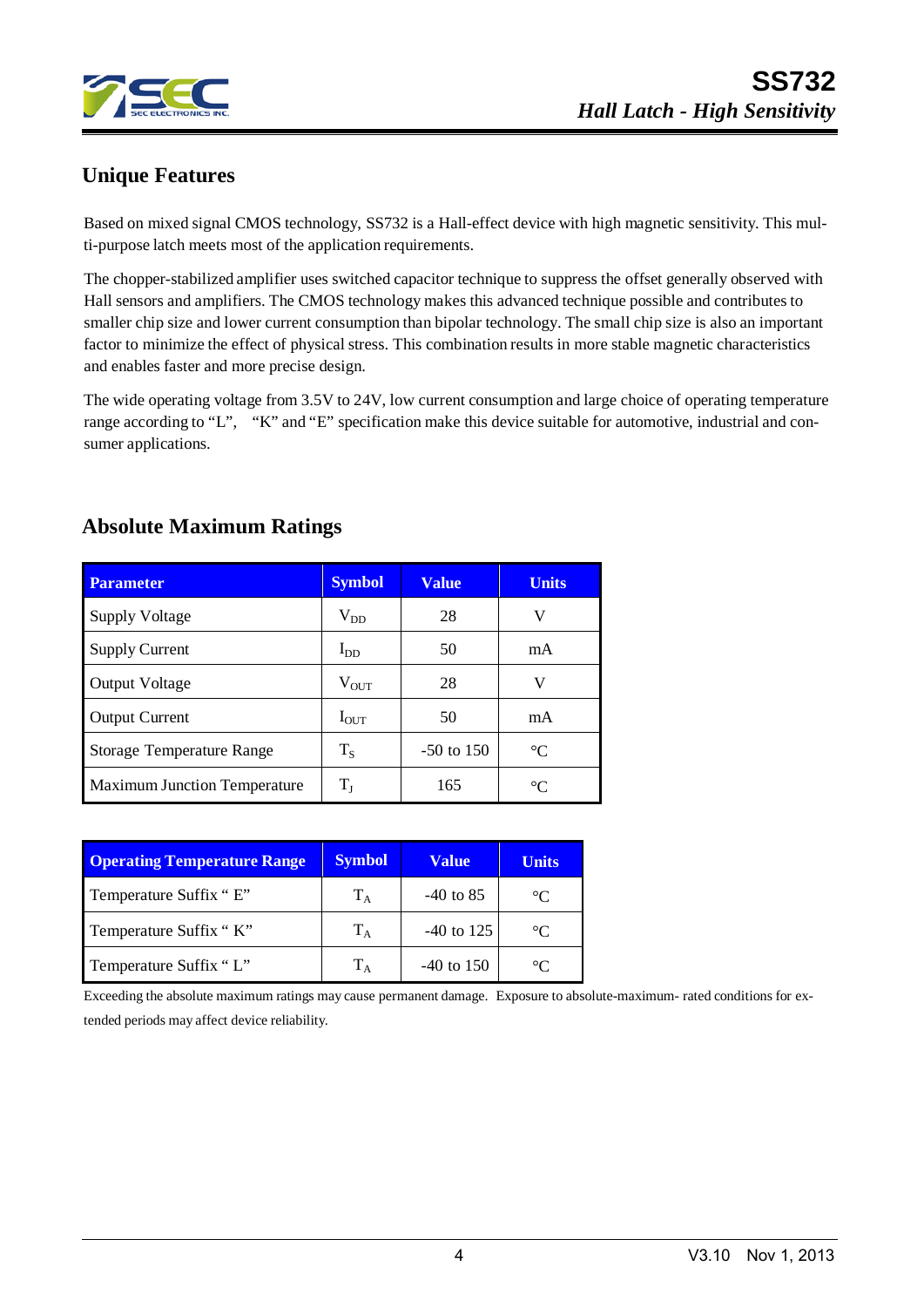## Unique Features

Based on mixed signal CMOS technology, SS732 is a Hall-effect device with high magnetic sensitivity. This multi-purpose latch meets most of the application requirements.

The chopper-stabilized amplifier uses switched capacitor technique to suppress the offset generally observed with Hall sensors and amplifiers. The CMOS technology makes this advanced technique possible and contributes to smaller chip size and lower current consumption than bipolar technology. The small chip size is also an important factor to minimize the effect of physical stress. This combination results in more stable magnetic characteristics and enables faster and more precise design.

The wide operating voltage from 3.5V to 24V, low current consumption and large choice of operating temperature range according to "L", "K" and "E" specification make this device suitable for automotive, industrial and consumer applications.

## Absolute Maximum Ratings

| Parameter | Symbol | Value | Units |
|---|---|---|---|
| Supply Voltage | $V_{DD}$ | 28 | V |
| Supply Current | $I_{DD}$ | 50 | mA |
| Output Voltage | $V_{OUT}$ | 28 | V |
| Output Current | $I_{OUT}$ | 50 | mA |
| Storage Temperature Range | $T_S$ | -50 to 150 | °C |
| Maximum Junction Temperature | $T_J$ | 165 | °C |

| Operating Temperature Range | Symbol | Value | Units |
|---|---|---|---|
| Temperature Suffix " E" | $T_A$ | -40 to 85 | °C |
| Temperature Suffix " K" | $T_A$ | -40 to 125 | °C |
| Temperature Suffix " L" | $T_A$ | -40 to 150 | °C |

Exceeding the absolute maximum ratings may cause permanent damage. Exposure to absolute-maximum- rated conditions for extended periods may affect device reliability.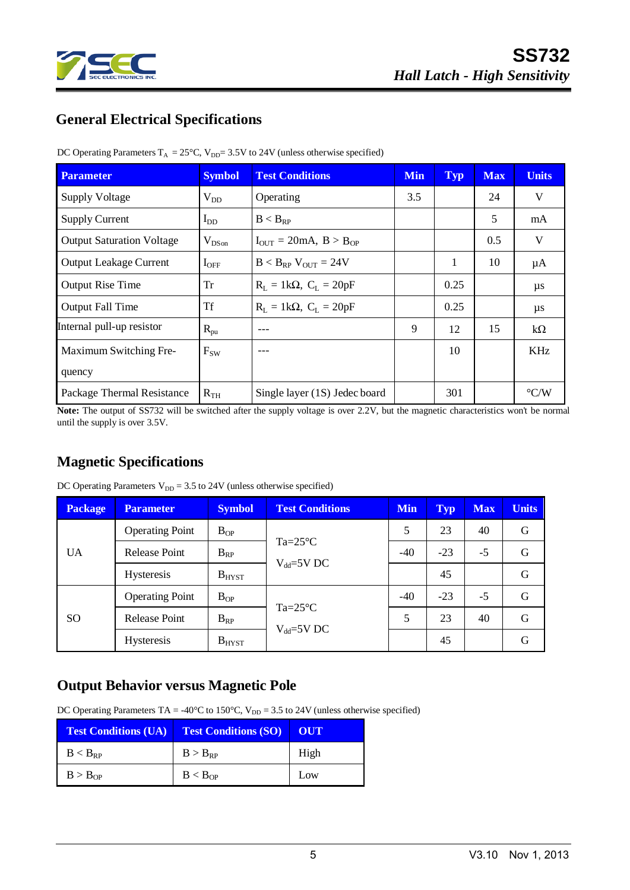## General Electrical Specifications

DC Operating Parameters $T_A$ = 25°C, $V_{DD}$= 3.5V to 24V (unless otherwise specified)

| Parameter | Symbol | Test Conditions | Min | Typ | Max | Units |
|---|---|---|---|---|---|---|
| Supply Voltage | $V_{DD}$ | Operating | 3.5 | | 24 | V |
| Supply Current | $I_{DD}$ | $B < B_{RP}$ | | | 5 | mA |
| Output Saturation Voltage | $V_{DSon}$ | $I_{OUT}$ = 20mA, $B > B_{OP}$ | | | 0.5 | V |
| Output Leakage Current | $I_{OFF}$ | $B < B_{RP}$ $V_{OUT}$ = 24V | | 1 | 10 | µA |
| Output Rise Time | Tr | $R_L$ = 1kΩ, $C_L$ = 20pF | | 0.25 | | µs |
| Output Fall Time | Tf | $R_L$ = 1kΩ, $C_L$ = 20pF | | 0.25 | | µs |
| Internal pull-up resistor | $R_{pu}$ | --- | 9 | 12 | 15 | kΩ |
| Maximum Switching Frequency | $F_{SW}$ | --- | | 10 | | KHz |
| Package Thermal Resistance | $R_{TH}$ | Single layer (1S) Jedec board | | 301 | | °C/W |

**Note:** The output of SS732 will be switched after the supply voltage is over 2.2V, but the magnetic characteristics won't be normal until the supply is over 3.5V.

## Magnetic Specifications

DC Operating Parameters $V_{DD}$ = 3.5 to 24V (unless otherwise specified)

| Package | Parameter | Symbol | Test Conditions | Min | Typ | Max | Units |
|---|---|---|---|---|---|---|---|
| UA | Operating Point | $B_{OP}$ | Ta=25°C $V_{dd}$=5V DC | 5 | 23 | 40 | G |
| | Release Point | $B_{RP}$ | | -40 | -23 | -5 | G |
| | Hysteresis | $B_{HYST}$ | | | 45 | | G |
| SO | Operating Point | $B_{OP}$ | Ta=25°C $V_{dd}$=5V DC | -40 | -23 | -5 | G |
| | Release Point | $B_{RP}$ | | 5 | 23 | 40 | G |
| | Hysteresis | $B_{HYST}$ | | | 45 | | G |

## Output Behavior versus Magnetic Pole

DC Operating Parameters TA = -40°C to 150°C, $V_{DD}$ = 3.5 to 24V (unless otherwise specified)

| Test Conditions (UA) | Test Conditions (SO) | OUT |
|---|---|---|
| $B < B_{RP}$ | $B > B_{RP}$ | High |
| $B > B_{OP}$ | $B < B_{OP}$ | Low |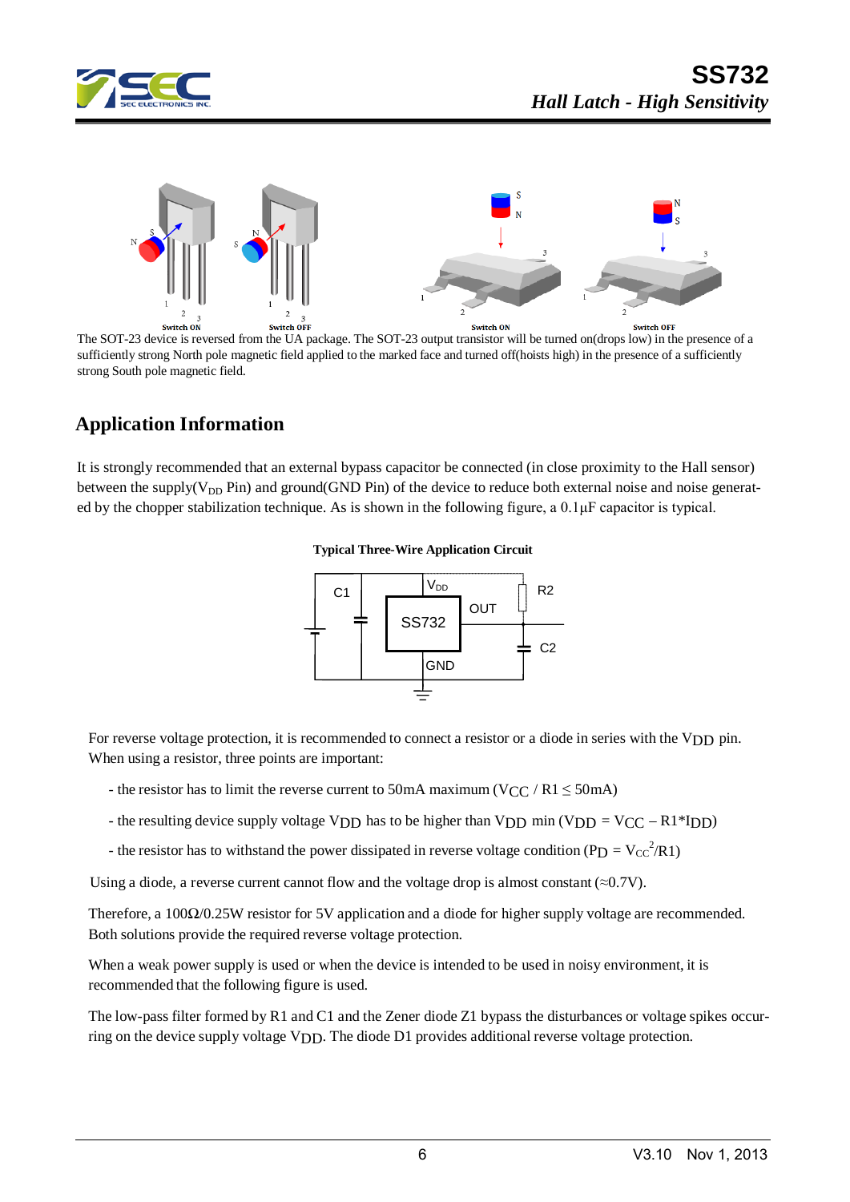The SOT-23 device is reversed from the UA package. The SOT-23 output transistor will be turned on(drops low) in the presence of a sufficiently strong North pole magnetic field applied to the marked face and turned off(hoists high) in the presence of a sufficiently strong South pole magnetic field.

## Application Information

It is strongly recommended that an external bypass capacitor be connected (in close proximity to the Hall sensor) between the supply($V_{DD}$ Pin) and ground(GND Pin) of the device to reduce both external noise and noise generated by the chopper stabilization technique. As is shown in the following figure, a 0.1μF capacitor is typical.

**Typical Three-Wire Application Circuit**

For reverse voltage protection, it is recommended to connect a resistor or a diode in series with the $V_{DD}$ pin. When using a resistor, three points are important:

- the resistor has to limit the reverse current to 50mA maximum ($V_{CC} / R1 \leq 50mA$)
- the resulting device supply voltage $V_{DD}$ has to be higher than $V_{DD}$ min ($V_{DD} = V_{CC} - R1*I_{DD}$)
- the resistor has to withstand the power dissipated in reverse voltage condition ($P_D = V_{CC}^2/R1$)

Using a diode, a reverse current cannot flow and the voltage drop is almost constant (≈0.7V).

Therefore, a 100Ω/0.25W resistor for 5V application and a diode for higher supply voltage are recommended. Both solutions provide the required reverse voltage protection.

When a weak power supply is used or when the device is intended to be used in noisy environment, it is recommended that the following figure is used.

The low-pass filter formed by R1 and C1 and the Zener diode Z1 bypass the disturbances or voltage spikes occurring on the device supply voltage $V_{DD}$. The diode D1 provides additional reverse voltage protection.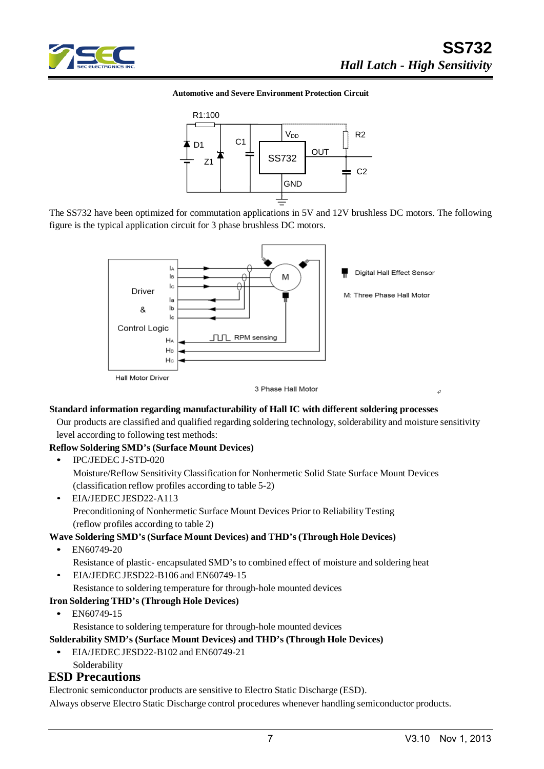**Automotive and Severe Environment Protection Circuit**

The SS732 have been optimized for commutation applications in 5V and 12V brushless DC motors. The following figure is the typical application circuit for 3 phase brushless DC motors.

3 Phase Hall Motor

**Standard information regarding manufacturability of Hall IC with different soldering processes**

Our products are classified and qualified regarding soldering technology, solderability and moisture sensitivity level according to following test methods:

**Reflow Soldering SMD's (Surface Mount Devices)**

- IPC/JEDEC J-STD-020
  Moisture/Reflow Sensitivity Classification for Nonhermetic Solid State Surface Mount Devices (classification reflow profiles according to table 5-2)
- EIA/JEDEC JESD22-A113
  Preconditioning of Nonhermetic Surface Mount Devices Prior to Reliability Testing (reflow profiles according to table 2)

**Wave Soldering SMD's (Surface Mount Devices) and THD's (Through Hole Devices)**

- EN60749-20
  Resistance of plastic- encapsulated SMD's to combined effect of moisture and soldering heat
- EIA/JEDEC JESD22-B106 and EN60749-15
  Resistance to soldering temperature for through-hole mounted devices

**Iron Soldering THD's (Through Hole Devices)**

- EN60749-15
  Resistance to soldering temperature for through-hole mounted devices

**Solderability SMD's (Surface Mount Devices) and THD's (Through Hole Devices)**

- EIA/JEDEC JESD22-B102 and EN60749-21
  Solderability

# ESD Precautions

Electronic semiconductor products are sensitive to Electro Static Discharge (ESD).

Always observe Electro Static Discharge control procedures whenever handling semiconductor products.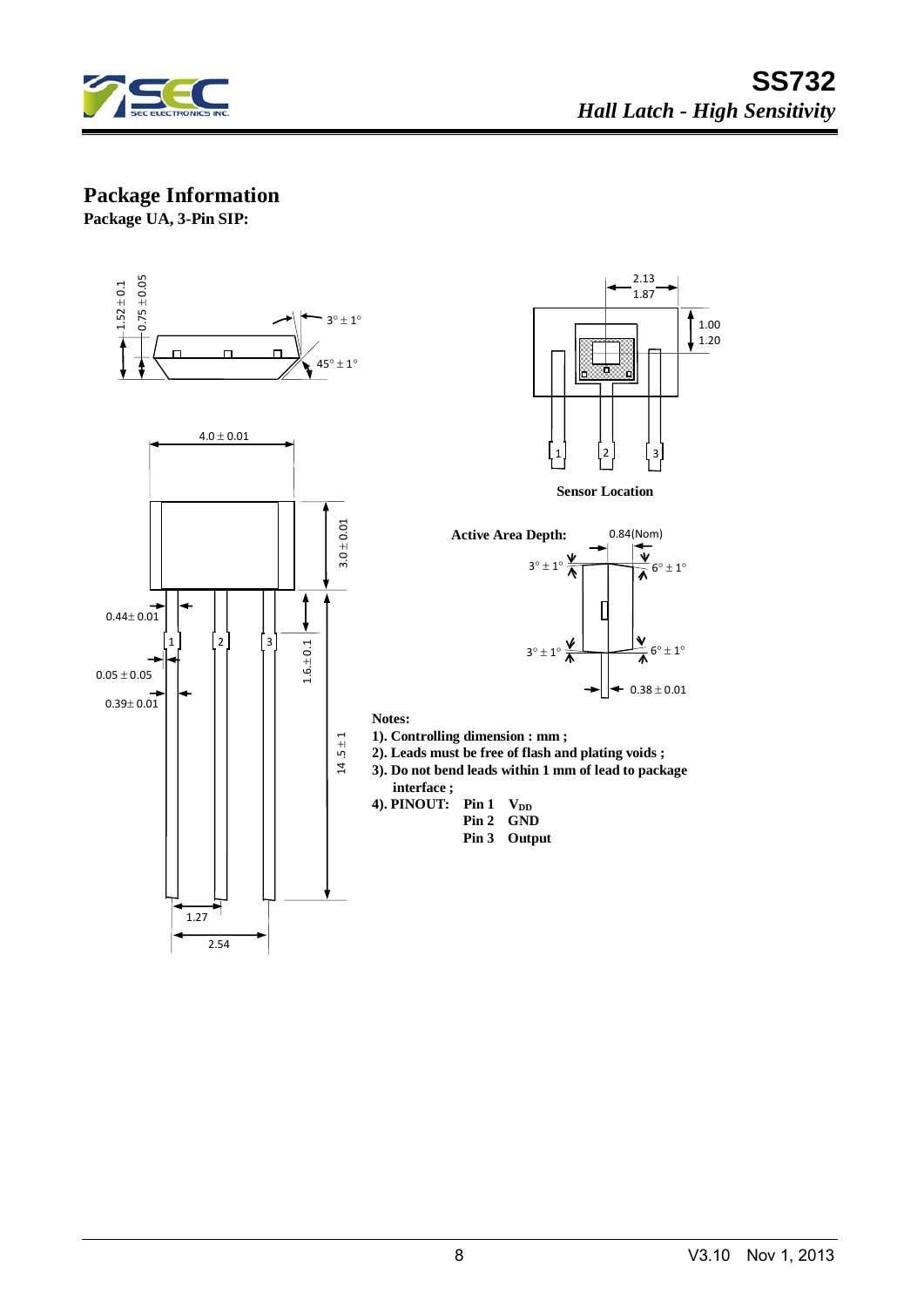## Package Information

**Package UA, 3-Pin SIP:**

**Sensor Location**

**Active Area Depth:** 0.84(Nom)

**Notes:**

**1). Controlling dimension : mm ;**

**2). Leads must be free of flash and plating voids ;**

**3). Do not bend leads within 1 mm of lead to package interface ;**

**4). PINOUT:** **Pin 1 $V_{DD}$**
**Pin 2 GND**
**Pin 3 Output**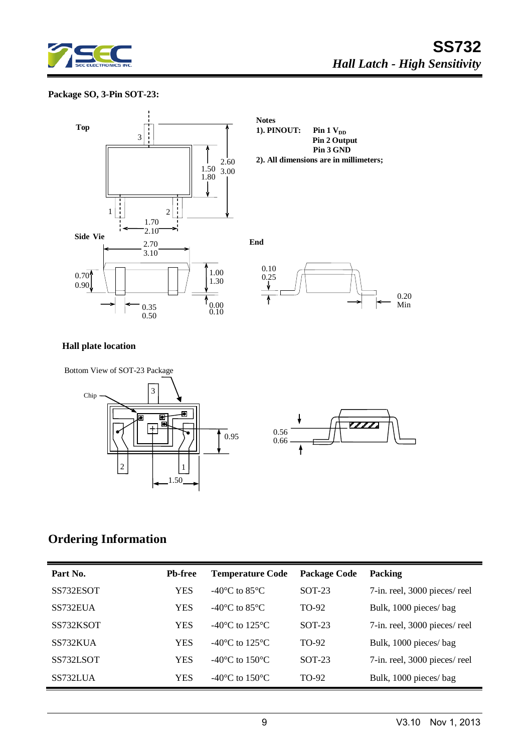**Package SO, 3-Pin SOT-23:**

Top

3

1.50
1.80

2.60
3.00

1 2

1.70
2.10

**Notes**

**1). PINOUT:** **Pin 1 $V_{DD}$**
**Pin 2 Output**
**Pin 3 GND**

**2). All dimensions are in millimeters;**

Side Vie

2.70
3.10

0.70
0.90

1.00
1.30

0.35
0.50

0.00
0.10

End

0.10
0.25

0.20
Min

**Hall plate location**

Bottom View of SOT-23 Package

Chip

3

2 1

0.95

1.50

0.56
0.66

## Ordering Information

| Part No. | Pb-free | Temperature Code | Package Code | Packing |
|---|---|---|---|---|
| SS732ESOT | YES | -40°C to 85°C | SOT-23 | 7-in. reel, 3000 pieces/ reel |
| SS732EUA | YES | -40°C to 85°C | TO-92 | Bulk, 1000 pieces/ bag |
| SS732KSOT | YES | -40°C to 125°C | SOT-23 | 7-in. reel, 3000 pieces/ reel |
| SS732KUA | YES | -40°C to 125°C | TO-92 | Bulk, 1000 pieces/ bag |
| SS732LSOT | YES | -40°C to 150°C | SOT-23 | 7-in. reel, 3000 pieces/ reel |
| SS732LUA | YES | -40°C to 150°C | TO-92 | Bulk, 1000 pieces/ bag |